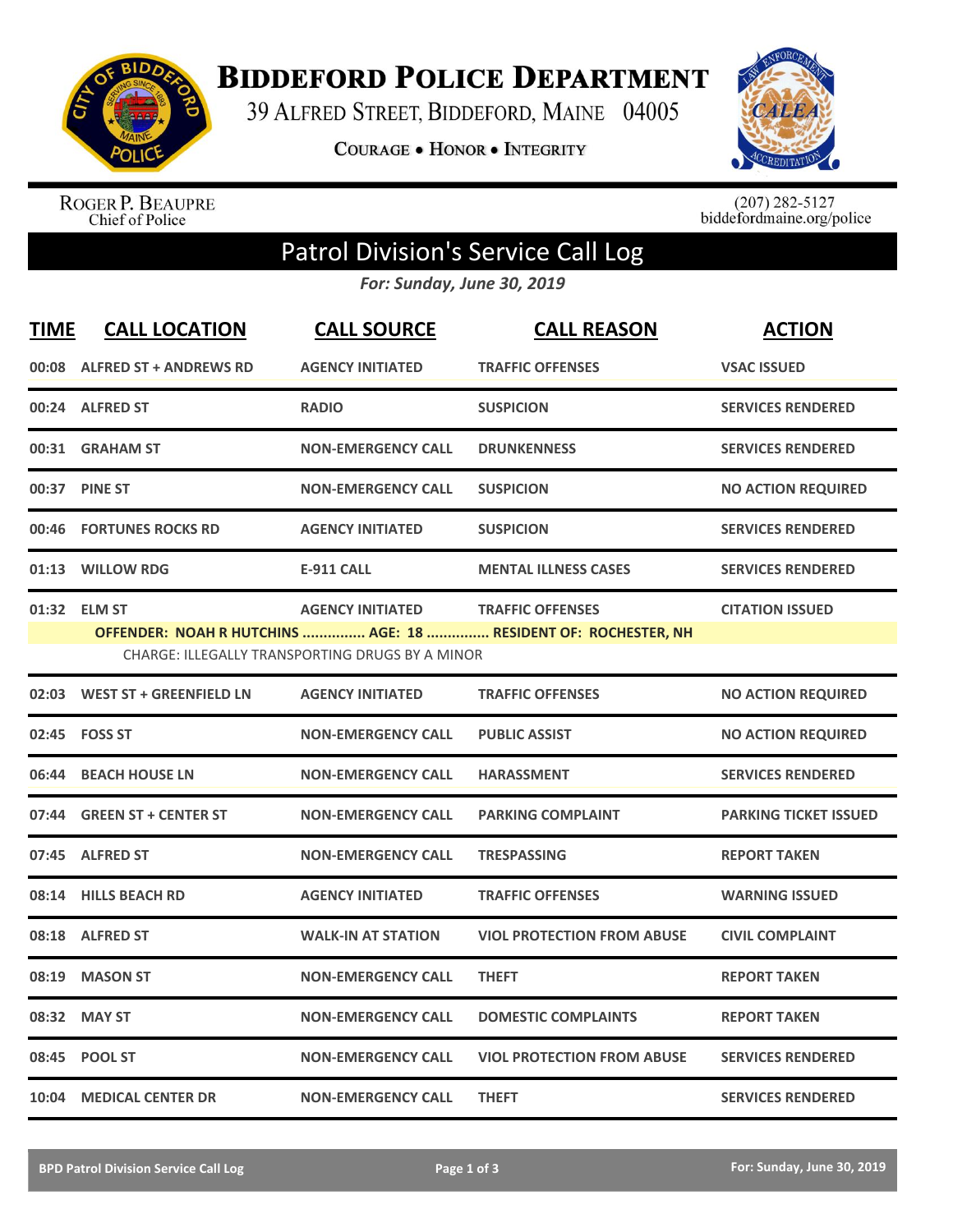# Biddeford Police Department

39 Alfred Street, Biddeford, Maine 04005

**Courage • Honor • Integrity**

Roger P. Beaupre
Chief of Police

(207) 282-5127
biddefordmaine.org/police

## Patrol Division's Service Call Log

*For: Sunday, June 30, 2019*

| TIME | CALL LOCATION | CALL SOURCE | CALL REASON | ACTION |
|---|---|---|---|---|
| 00:08 | ALFRED ST + ANDREWS RD | AGENCY INITIATED | TRAFFIC OFFENSES | VSAC ISSUED |
| 00:24 | ALFRED ST | RADIO | SUSPICION | SERVICES RENDERED |
| 00:31 | GRAHAM ST | NON-EMERGENCY CALL | DRUNKENNESS | SERVICES RENDERED |
| 00:37 | PINE ST | NON-EMERGENCY CALL | SUSPICION | NO ACTION REQUIRED |
| 00:46 | FORTUNES ROCKS RD | AGENCY INITIATED | SUSPICION | SERVICES RENDERED |
| 01:13 | WILLOW RDG | E-911 CALL | MENTAL ILLNESS CASES | SERVICES RENDERED |
| 01:32 | ELM ST | AGENCY INITIATED | TRAFFIC OFFENSES | CITATION ISSUED |
| | OFFENDER: NOAH R HUTCHINS ............... AGE: 18 ............... RESIDENT OF: ROCHESTER, NH | | | |
| | CHARGE: ILLEGALLY TRANSPORTING DRUGS BY A MINOR | | | |
| 02:03 | WEST ST + GREENFIELD LN | AGENCY INITIATED | TRAFFIC OFFENSES | NO ACTION REQUIRED |
| 02:45 | FOSS ST | NON-EMERGENCY CALL | PUBLIC ASSIST | NO ACTION REQUIRED |
| 06:44 | BEACH HOUSE LN | NON-EMERGENCY CALL | HARASSMENT | SERVICES RENDERED |
| 07:44 | GREEN ST + CENTER ST | NON-EMERGENCY CALL | PARKING COMPLAINT | PARKING TICKET ISSUED |
| 07:45 | ALFRED ST | NON-EMERGENCY CALL | TRESPASSING | REPORT TAKEN |
| 08:14 | HILLS BEACH RD | AGENCY INITIATED | TRAFFIC OFFENSES | WARNING ISSUED |
| 08:18 | ALFRED ST | WALK-IN AT STATION | VIOL PROTECTION FROM ABUSE | CIVIL COMPLAINT |
| 08:19 | MASON ST | NON-EMERGENCY CALL | THEFT | REPORT TAKEN |
| 08:32 | MAY ST | NON-EMERGENCY CALL | DOMESTIC COMPLAINTS | REPORT TAKEN |
| 08:45 | POOL ST | NON-EMERGENCY CALL | VIOL PROTECTION FROM ABUSE | SERVICES RENDERED |
| 10:04 | MEDICAL CENTER DR | NON-EMERGENCY CALL | THEFT | SERVICES RENDERED |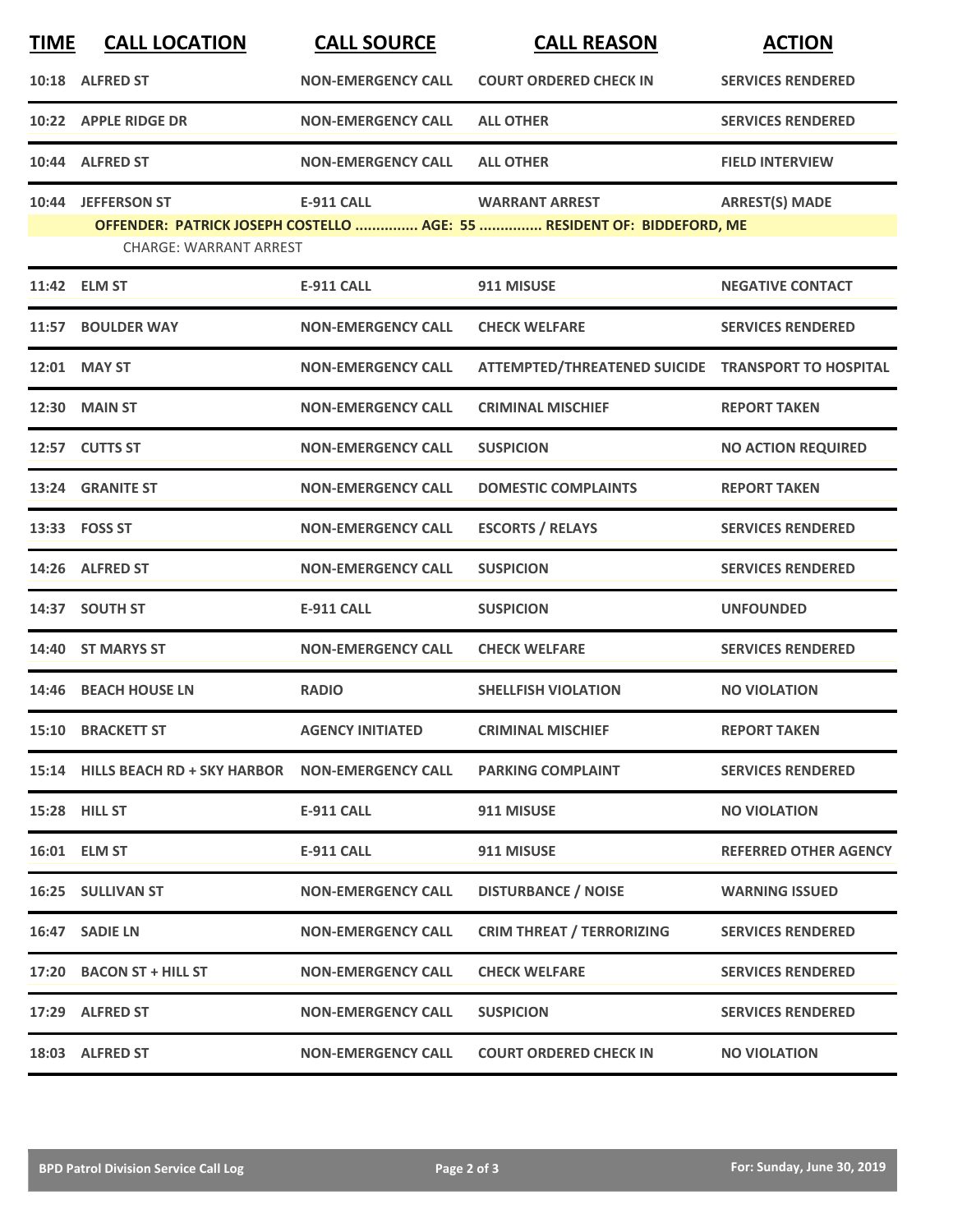| TIME | CALL LOCATION | CALL SOURCE | CALL REASON | ACTION |
|---|---|---|---|---|
| 10:18 | ALFRED ST | NON-EMERGENCY CALL | COURT ORDERED CHECK IN | SERVICES RENDERED |
| 10:22 | APPLE RIDGE DR | NON-EMERGENCY CALL | ALL OTHER | SERVICES RENDERED |
| 10:44 | ALFRED ST | NON-EMERGENCY CALL | ALL OTHER | FIELD INTERVIEW |
| 10:44 | JEFFERSON ST | E-911 CALL | WARRANT ARREST | ARREST(S) MADE |
| | OFFENDER: PATRICK JOSEPH COSTELLO ............... AGE: 55 ............... RESIDENT OF: BIDDEFORD, ME | | | |
| | CHARGE: WARRANT ARREST | | | |
| 11:42 | ELM ST | E-911 CALL | 911 MISUSE | NEGATIVE CONTACT |
| 11:57 | BOULDER WAY | NON-EMERGENCY CALL | CHECK WELFARE | SERVICES RENDERED |
| 12:01 | MAY ST | NON-EMERGENCY CALL | ATTEMPTED/THREATENED SUICIDE | TRANSPORT TO HOSPITAL |
| 12:30 | MAIN ST | NON-EMERGENCY CALL | CRIMINAL MISCHIEF | REPORT TAKEN |
| 12:57 | CUTTS ST | NON-EMERGENCY CALL | SUSPICION | NO ACTION REQUIRED |
| 13:24 | GRANITE ST | NON-EMERGENCY CALL | DOMESTIC COMPLAINTS | REPORT TAKEN |
| 13:33 | FOSS ST | NON-EMERGENCY CALL | ESCORTS / RELAYS | SERVICES RENDERED |
| 14:26 | ALFRED ST | NON-EMERGENCY CALL | SUSPICION | SERVICES RENDERED |
| 14:37 | SOUTH ST | E-911 CALL | SUSPICION | UNFOUNDED |
| 14:40 | ST MARYS ST | NON-EMERGENCY CALL | CHECK WELFARE | SERVICES RENDERED |
| 14:46 | BEACH HOUSE LN | RADIO | SHELLFISH VIOLATION | NO VIOLATION |
| 15:10 | BRACKETT ST | AGENCY INITIATED | CRIMINAL MISCHIEF | REPORT TAKEN |
| 15:14 | HILLS BEACH RD + SKY HARBOR | NON-EMERGENCY CALL | PARKING COMPLAINT | SERVICES RENDERED |
| 15:28 | HILL ST | E-911 CALL | 911 MISUSE | NO VIOLATION |
| 16:01 | ELM ST | E-911 CALL | 911 MISUSE | REFERRED OTHER AGENCY |
| 16:25 | SULLIVAN ST | NON-EMERGENCY CALL | DISTURBANCE / NOISE | WARNING ISSUED |
| 16:47 | SADIE LN | NON-EMERGENCY CALL | CRIM THREAT / TERRORIZING | SERVICES RENDERED |
| 17:20 | BACON ST + HILL ST | NON-EMERGENCY CALL | CHECK WELFARE | SERVICES RENDERED |
| 17:29 | ALFRED ST | NON-EMERGENCY CALL | SUSPICION | SERVICES RENDERED |
| 18:03 | ALFRED ST | NON-EMERGENCY CALL | COURT ORDERED CHECK IN | NO VIOLATION |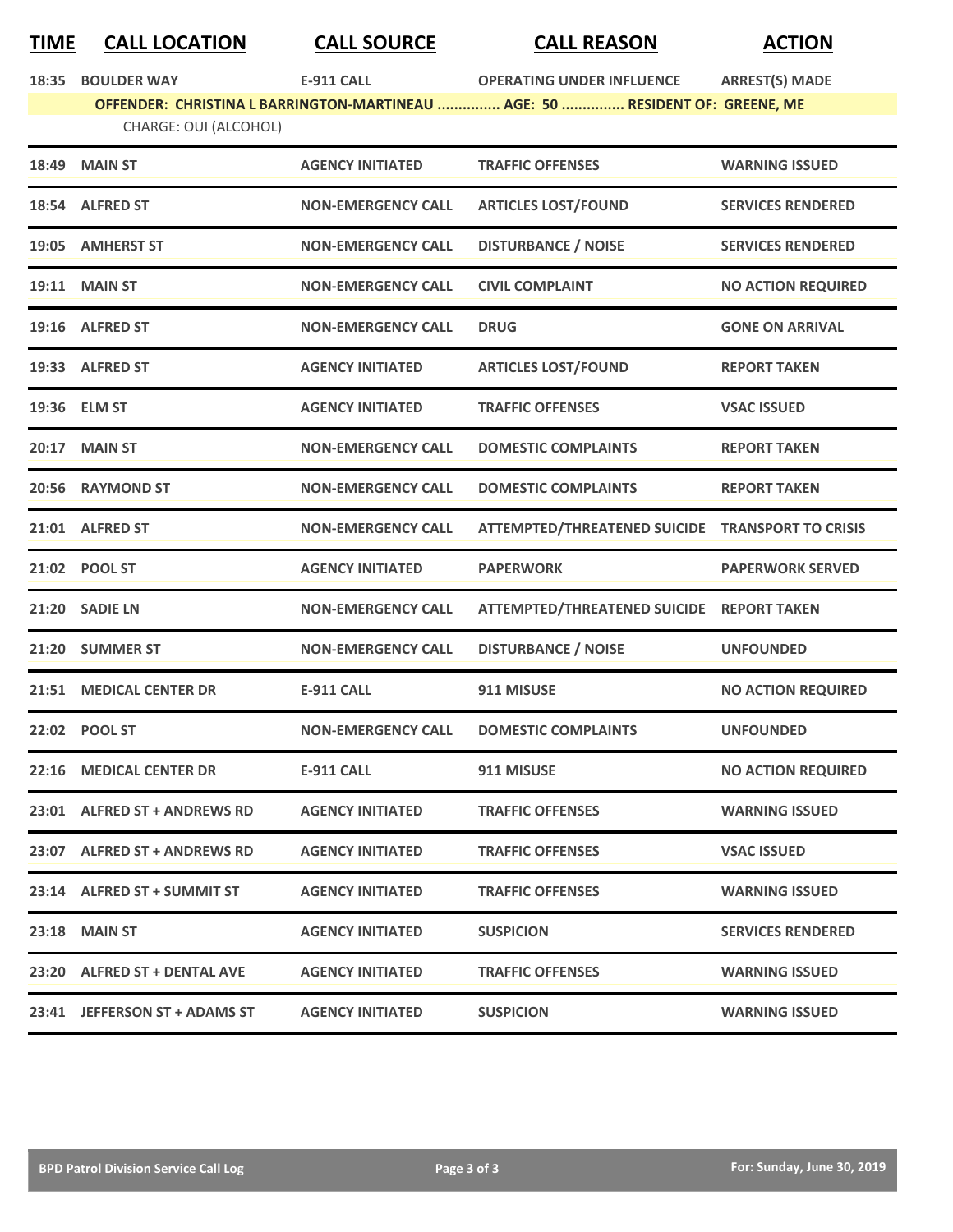| TIME | CALL LOCATION | CALL SOURCE | CALL REASON | ACTION |
|---|---|---|---|---|
| 18:35 | BOULDER WAY | E-911 CALL | OPERATING UNDER INFLUENCE | ARREST(S) MADE |
| OFFENDER: CHRISTINA L BARRINGTON-MARTINEAU ............... AGE: 50 ............... RESIDENT OF: GREENE, ME | | | | |
| CHARGE: OUI (ALCOHOL) | | | | |
| 18:49 | MAIN ST | AGENCY INITIATED | TRAFFIC OFFENSES | WARNING ISSUED |
| 18:54 | ALFRED ST | NON-EMERGENCY CALL | ARTICLES LOST/FOUND | SERVICES RENDERED |
| 19:05 | AMHERST ST | NON-EMERGENCY CALL | DISTURBANCE / NOISE | SERVICES RENDERED |
| 19:11 | MAIN ST | NON-EMERGENCY CALL | CIVIL COMPLAINT | NO ACTION REQUIRED |
| 19:16 | ALFRED ST | NON-EMERGENCY CALL | DRUG | GONE ON ARRIVAL |
| 19:33 | ALFRED ST | AGENCY INITIATED | ARTICLES LOST/FOUND | REPORT TAKEN |
| 19:36 | ELM ST | AGENCY INITIATED | TRAFFIC OFFENSES | VSAC ISSUED |
| 20:17 | MAIN ST | NON-EMERGENCY CALL | DOMESTIC COMPLAINTS | REPORT TAKEN |
| 20:56 | RAYMOND ST | NON-EMERGENCY CALL | DOMESTIC COMPLAINTS | REPORT TAKEN |
| 21:01 | ALFRED ST | NON-EMERGENCY CALL | ATTEMPTED/THREATENED SUICIDE | TRANSPORT TO CRISIS |
| 21:02 | POOL ST | AGENCY INITIATED | PAPERWORK | PAPERWORK SERVED |
| 21:20 | SADIE LN | NON-EMERGENCY CALL | ATTEMPTED/THREATENED SUICIDE | REPORT TAKEN |
| 21:20 | SUMMER ST | NON-EMERGENCY CALL | DISTURBANCE / NOISE | UNFOUNDED |
| 21:51 | MEDICAL CENTER DR | E-911 CALL | 911 MISUSE | NO ACTION REQUIRED |
| 22:02 | POOL ST | NON-EMERGENCY CALL | DOMESTIC COMPLAINTS | UNFOUNDED |
| 22:16 | MEDICAL CENTER DR | E-911 CALL | 911 MISUSE | NO ACTION REQUIRED |
| 23:01 | ALFRED ST + ANDREWS RD | AGENCY INITIATED | TRAFFIC OFFENSES | WARNING ISSUED |
| 23:07 | ALFRED ST + ANDREWS RD | AGENCY INITIATED | TRAFFIC OFFENSES | VSAC ISSUED |
| 23:14 | ALFRED ST + SUMMIT ST | AGENCY INITIATED | TRAFFIC OFFENSES | WARNING ISSUED |
| 23:18 | MAIN ST | AGENCY INITIATED | SUSPICION | SERVICES RENDERED |
| 23:20 | ALFRED ST + DENTAL AVE | AGENCY INITIATED | TRAFFIC OFFENSES | WARNING ISSUED |
| 23:41 | JEFFERSON ST + ADAMS ST | AGENCY INITIATED | SUSPICION | WARNING ISSUED |